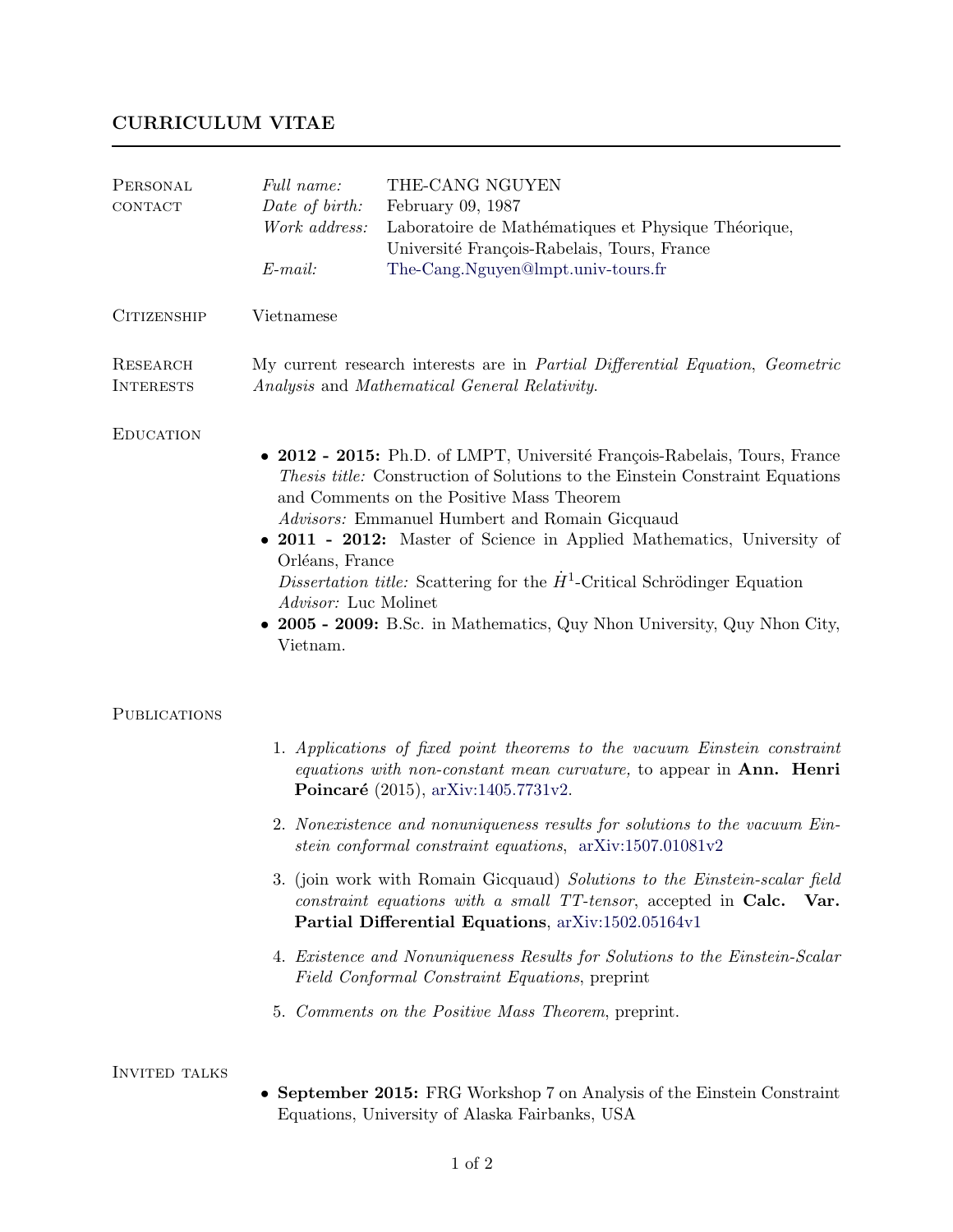# CURRICULUM VITAE

## Personal contact

*Full name:* THE-CANG NGUYEN
*Date of birth:* February 09, 1987
*Work address:* Laboratoire de Mathématiques et Physique Théorique, Université François-Rabelais, Tours, France
*E-mail:* The-Cang.Nguyen@lmpt.univ-tours.fr

## Citizenship

Vietnamese

## Research Interests

My current research interests are in *Partial Differential Equation*, *Geometric Analysis* and *Mathematical General Relativity*.

## Education

- **2012 - 2015:** Ph.D. of LMPT, Université François-Rabelais, Tours, France
  *Thesis title:* Construction of Solutions to the Einstein Constraint Equations and Comments on the Positive Mass Theorem
  *Advisors:* Emmanuel Humbert and Romain Gicquaud
- **2011 - 2012:** Master of Science in Applied Mathematics, University of Orléans, France
  *Dissertation title:* Scattering for the $\dot{H}^1$-Critical Schrödinger Equation
  *Advisor:* Luc Molinet
- **2005 - 2009:** B.Sc. in Mathematics, Quy Nhon University, Quy Nhon City, Vietnam.

## Publications

1. *Applications of fixed point theorems to the vacuum Einstein constraint equations with non-constant mean curvature,* to appear in **Ann. Henri Poincaré** (2015), arXiv:1405.7731v2.
2. *Nonexistence and nonuniqueness results for solutions to the vacuum Einstein conformal constraint equations*, arXiv:1507.01081v2
3. (join work with Romain Gicquaud) *Solutions to the Einstein-scalar field constraint equations with a small TT-tensor*, accepted in **Calc. Var. Partial Differential Equations**, arXiv:1502.05164v1
4. *Existence and Nonuniqueness Results for Solutions to the Einstein-Scalar Field Conformal Constraint Equations*, preprint
5. *Comments on the Positive Mass Theorem*, preprint.

## Invited talks

- **September 2015:** FRG Workshop 7 on Analysis of the Einstein Constraint Equations, University of Alaska Fairbanks, USA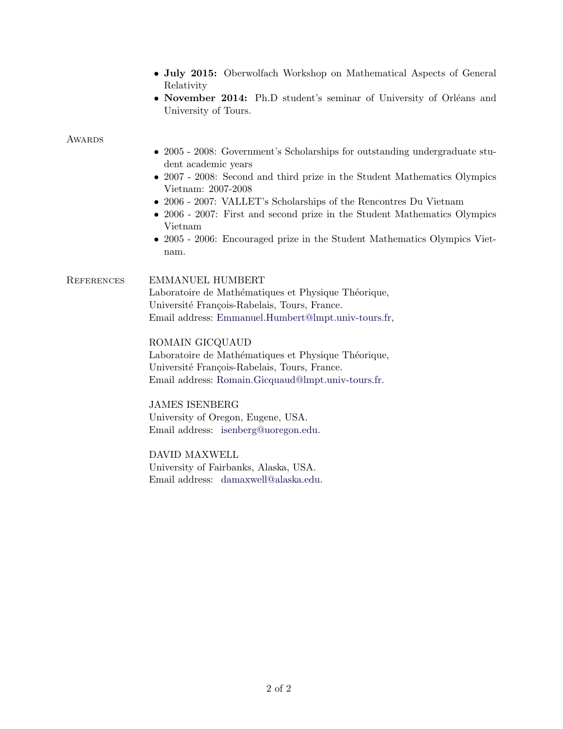- **July 2015:** Oberwolfach Workshop on Mathematical Aspects of General Relativity
- **November 2014:** Ph.D student's seminar of University of Orléans and University of Tours.

## Awards

- 2005 - 2008: Government's Scholarships for outstanding undergraduate student academic years
- 2007 - 2008: Second and third prize in the Student Mathematics Olympics Vietnam: 2007-2008
- 2006 - 2007: VALLET's Scholarships of the Rencontres Du Vietnam
- 2006 - 2007: First and second prize in the Student Mathematics Olympics Vietnam
- 2005 - 2006: Encouraged prize in the Student Mathematics Olympics Vietnam.

## References

EMMANUEL HUMBERT
Laboratoire de Mathématiques et Physique Théorique,
Université François-Rabelais, Tours, France.
Email address: Emmanuel.Humbert@lmpt.univ-tours.fr,

ROMAIN GICQUAUD
Laboratoire de Mathématiques et Physique Théorique,
Université François-Rabelais, Tours, France.
Email address: Romain.Gicquaud@lmpt.univ-tours.fr.

JAMES ISENBERG
University of Oregon, Eugene, USA.
Email address: isenberg@uoregon.edu.

DAVID MAXWELL
University of Fairbanks, Alaska, USA.
Email address: damaxwell@alaska.edu.